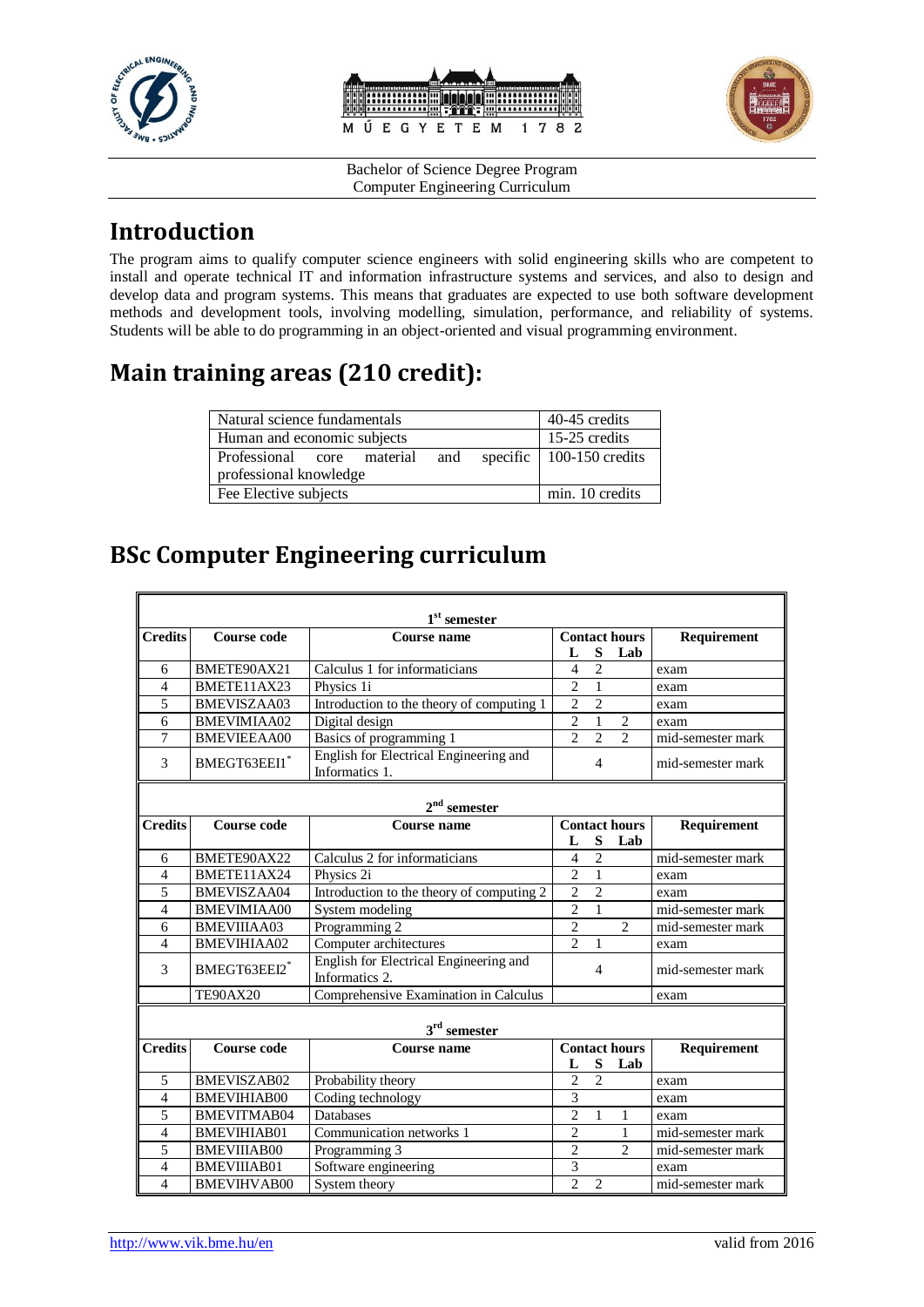Bachelor of Science Degree Program
Computer Engineering Curriculum

# Introduction

The program aims to qualify computer science engineers with solid engineering skills who are competent to install and operate technical IT and information infrastructure systems and services, and also to design and develop data and program systems. This means that graduates are expected to use both software development methods and development tools, involving modelling, simulation, performance, and reliability of systems. Students will be able to do programming in an object-oriented and visual programming environment.

# Main training areas (210 credit):

| | |
|---|---|
| Natural science fundamentals | 40-45 credits |
| Human and economic subjects | 15-25 credits |
| Professional core material and specific professional knowledge | 100-150 credits |
| Fee Elective subjects | min. 10 credits |

# BSc Computer Engineering curriculum

**1st semester**

| Credits | Course code | Course name | Contact hours L | S | Lab | Requirement |
|---|---|---|---|---|---|---|
| 6 | BMETE90AX21 | Calculus 1 for informaticians | 4 | 2 | | exam |
| 4 | BMETE11AX23 | Physics 1i | 2 | 1 | | exam |
| 5 | BMEVISZAA03 | Introduction to the theory of computing 1 | 2 | 2 | | exam |
| 6 | BMEVIMIAA02 | Digital design | 2 | 1 | 2 | exam |
| 7 | BMEVIEEAA00 | Basics of programming 1 | 2 | 2 | 2 | mid-semester mark |
| 3 | BMEGT63EEI1* | English for Electrical Engineering and Informatics 1. | | 4 | | mid-semester mark |

**2nd semester**

| Credits | Course code | Course name | Contact hours L | S | Lab | Requirement |
|---|---|---|---|---|---|---|
| 6 | BMETE90AX22 | Calculus 2 for informaticians | 4 | 2 | | mid-semester mark |
| 4 | BMETE11AX24 | Physics 2i | 2 | 1 | | exam |
| 5 | BMEVISZAA04 | Introduction to the theory of computing 2 | 2 | 2 | | exam |
| 4 | BMEVIMIAA00 | System modeling | 2 | 1 | | mid-semester mark |
| 6 | BMEVIIIAA03 | Programming 2 | 2 | | 2 | mid-semester mark |
| 4 | BMEVIHIAA02 | Computer architectures | 2 | 1 | | exam |
| 3 | BMEGT63EEI2* | English for Electrical Engineering and Informatics 2. | | 4 | | mid-semester mark |
| | TE90AX20 | Comprehensive Examination in Calculus | | | | exam |

**3rd semester**

| Credits | Course code | Course name | Contact hours L | S | Lab | Requirement |
|---|---|---|---|---|---|---|
| 5 | BMEVISZAB02 | Probability theory | 2 | 2 | | exam |
| 4 | BMEVIHIAB00 | Coding technology | 3 | | | exam |
| 5 | BMEVITMAB04 | Databases | 2 | 1 | 1 | exam |
| 4 | BMEVIHIAB01 | Communication networks 1 | 2 | | 1 | mid-semester mark |
| 5 | BMEVIIIAB00 | Programming 3 | 2 | | 2 | mid-semester mark |
| 4 | BMEVIIIAB01 | Software engineering | 3 | | | exam |
| 4 | BMEVIHVAB00 | System theory | 2 | 2 | | mid-semester mark |

http://www.vik.bme.hu/en valid from 2016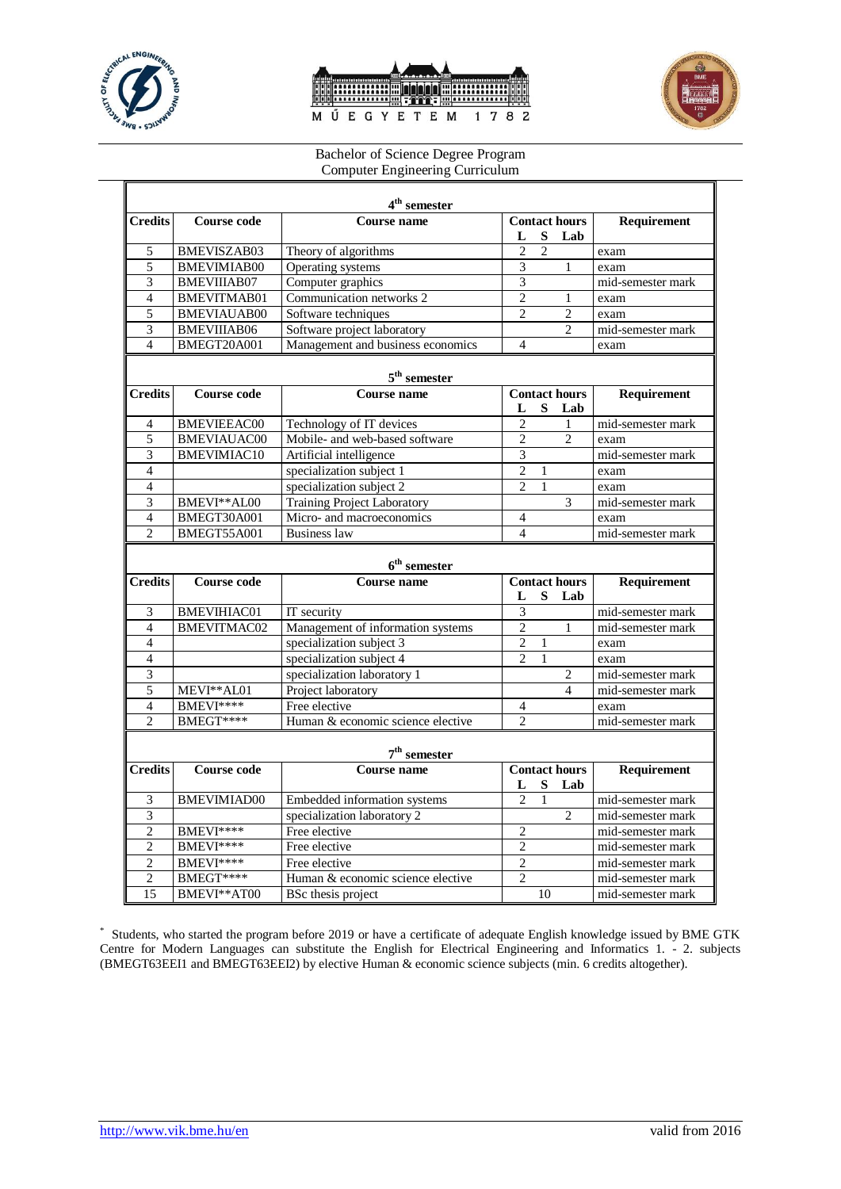Bachelor of Science Degree Program
Computer Engineering Curriculum

| 4th semester | | | | | | |
|---|---|---|---|---|---|---|
| **Credits** | **Course code** | **Course name** | **Contact hours L** | **S** | **Lab** | **Requirement** |
| 5 | BMEVISZAB03 | Theory of algorithms | 2 | 2 | | exam |
| 5 | BMEVIMIAB00 | Operating systems | 3 | | 1 | exam |
| 3 | BMEVIIIAB07 | Computer graphics | 3 | | | mid-semester mark |
| 4 | BMEVITMAB01 | Communication networks 2 | 2 | | 1 | exam |
| 5 | BMEVIAUAB00 | Software techniques | 2 | | 2 | exam |
| 3 | BMEVIIIAB06 | Software project laboratory | | | 2 | mid-semester mark |
| 4 | BMEGT20A001 | Management and business economics | 4 | | | exam |

| 5th semester | | | | | | |
|---|---|---|---|---|---|---|
| **Credits** | **Course code** | **Course name** | **Contact hours L** | **S** | **Lab** | **Requirement** |
| 4 | BMEVIEEAC00 | Technology of IT devices | 2 | | 1 | mid-semester mark |
| 5 | BMEVIAUAC00 | Mobile- and web-based software | 2 | | 2 | exam |
| 3 | BMEVIMIAC10 | Artificial intelligence | 3 | | | mid-semester mark |
| 4 | | specialization subject 1 | 2 | 1 | | exam |
| 4 | | specialization subject 2 | 2 | 1 | | exam |
| 3 | BMEVI**AL00 | Training Project Laboratory | | | 3 | mid-semester mark |
| 4 | BMEGT30A001 | Micro- and macroeconomics | 4 | | | exam |
| 2 | BMEGT55A001 | Business law | 4 | | | mid-semester mark |

| 6th semester | | | | | | |
|---|---|---|---|---|---|---|
| **Credits** | **Course code** | **Course name** | **Contact hours L** | **S** | **Lab** | **Requirement** |
| 3 | BMEVIHIAC01 | IT security | 3 | | | mid-semester mark |
| 4 | BMEVITMAC02 | Management of information systems | 2 | | 1 | mid-semester mark |
| 4 | | specialization subject 3 | 2 | 1 | | exam |
| 4 | | specialization subject 4 | 2 | 1 | | exam |
| 3 | | specialization laboratory 1 | | | 2 | mid-semester mark |
| 5 | MEVI**AL01 | Project laboratory | | | 4 | mid-semester mark |
| 4 | BMEVI**** | Free elective | 4 | | | exam |
| 2 | BMEGT**** | Human & economic science elective | 2 | | | mid-semester mark |

| 7th semester | | | | | | |
|---|---|---|---|---|---|---|
| **Credits** | **Course code** | **Course name** | **Contact hours L** | **S** | **Lab** | **Requirement** |
| 3 | BMEVIMIAD00 | Embedded information systems | 2 | 1 | | mid-semester mark |
| 3 | | specialization laboratory 2 | | | 2 | mid-semester mark |
| 2 | BMEVI**** | Free elective | 2 | | | mid-semester mark |
| 2 | BMEVI**** | Free elective | 2 | | | mid-semester mark |
| 2 | BMEVI**** | Free elective | 2 | | | mid-semester mark |
| 2 | BMEGT**** | Human & economic science elective | 2 | | | mid-semester mark |
| 15 | BMEVI**AT00 | BSc thesis project | | 10 | | mid-semester mark |

[*] Students, who started the program before 2019 or have a certificate of adequate English knowledge issued by BME GTK Centre for Modern Languages can substitute the English for Electrical Engineering and Informatics 1. - 2. subjects (BMEGT63EEI1 and BMEGT63EEI2) by elective Human & economic science subjects (min. 6 credits altogether).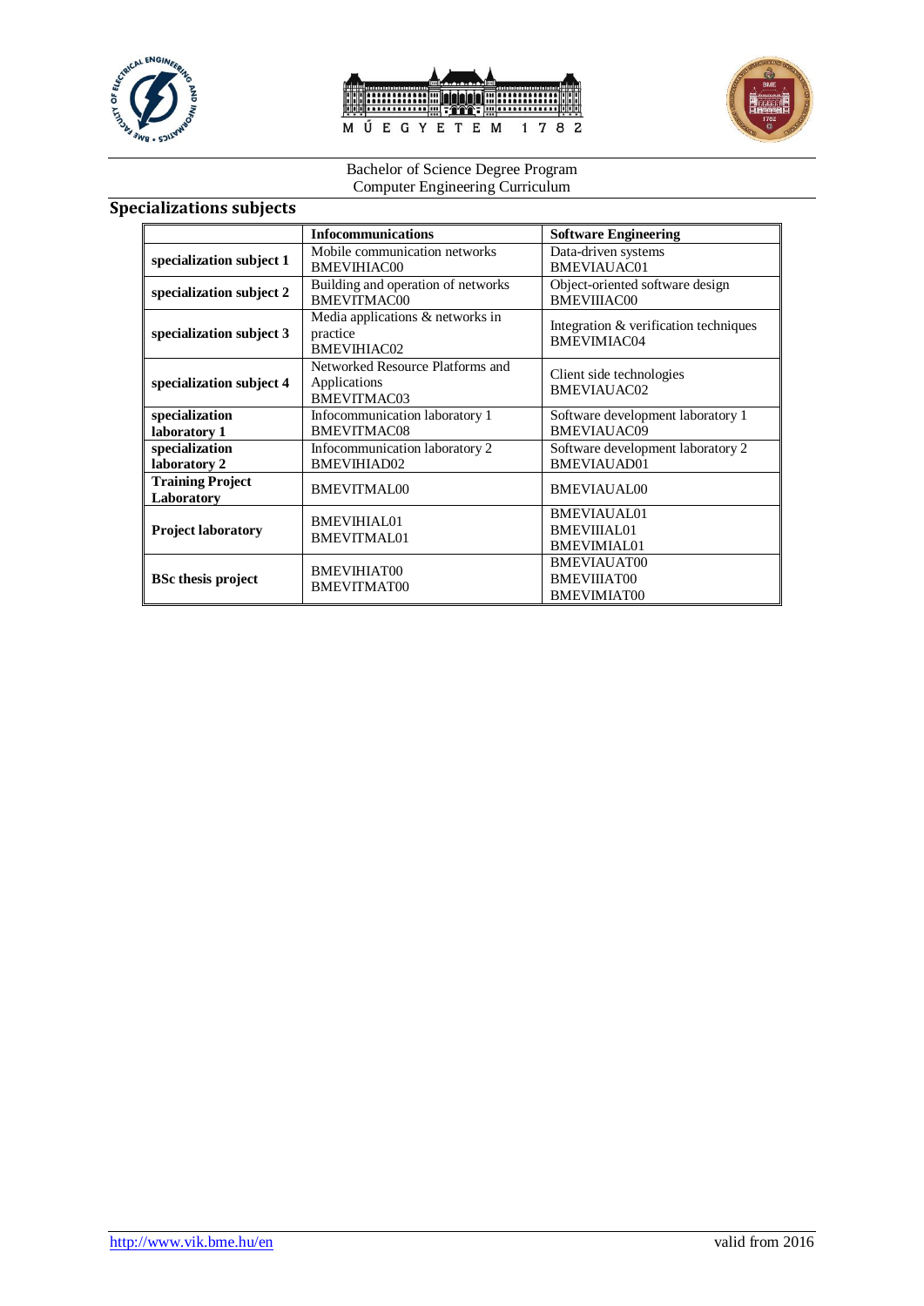Bachelor of Science Degree Program
Computer Engineering Curriculum

## Specializations subjects

| | **Infocommunications** | **Software Engineering** |
|---|---|---|
| **specialization subject 1** | Mobile communication networks BMEVIHIAC00 | Data-driven systems BMEVIAUAC01 |
| **specialization subject 2** | Building and operation of networks BMEVITMAC00 | Object-oriented software design BMEVIIIAC00 |
| **specialization subject 3** | Media applications & networks in practice BMEVIHIAC02 | Integration & verification techniques BMEVIMIAC04 |
| **specialization subject 4** | Networked Resource Platforms and Applications BMEVITMAC03 | Client side technologies BMEVIAUAC02 |
| **specialization laboratory 1** | Infocommunication laboratory 1 BMEVITMAC08 | Software development laboratory 1 BMEVIAUAC09 |
| **specialization laboratory 2** | Infocommunication laboratory 2 BMEVIHIAD02 | Software development laboratory 2 BMEVIAUAD01 |
| **Training Project Laboratory** | BMEVITMAL00 | BMEVIAUAL00 |
| **Project laboratory** | BMEVIHIAL01 BMEVITMAL01 | BMEVIAUAL01 BMEVIIIAL01 BMEVIMIAL01 |
| **BSc thesis project** | BMEVIHIAT00 BMEVITMAT00 | BMEVIAUAT00 BMEVIIIAT00 BMEVIMIAT00 |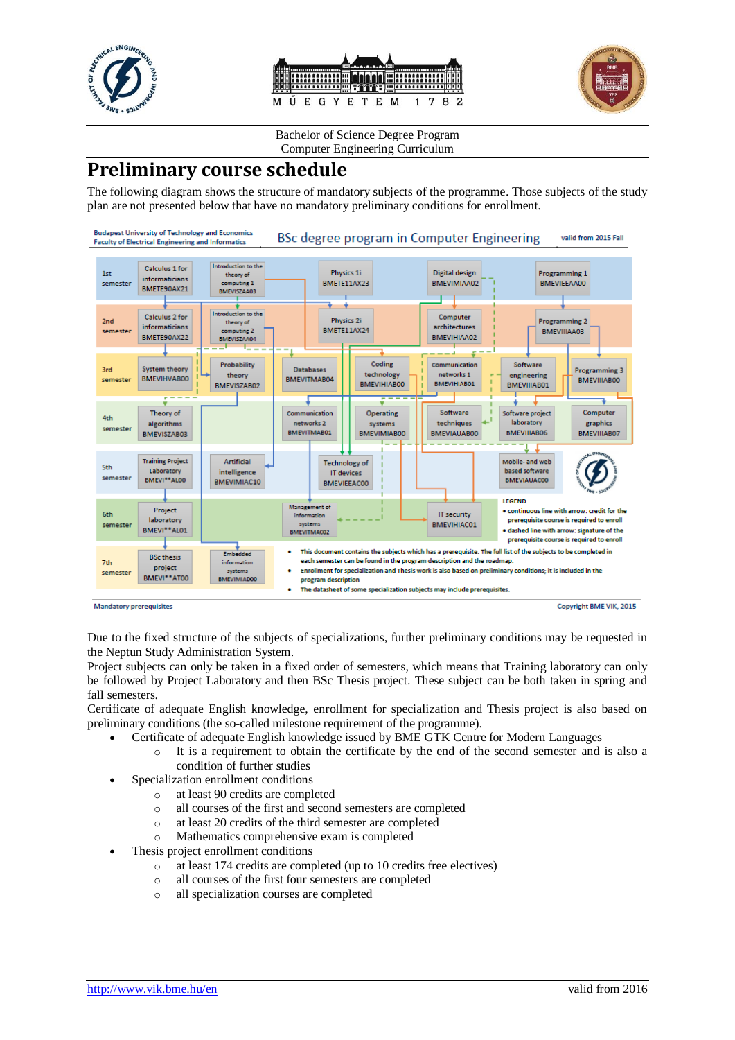# Preliminary course schedule

The following diagram shows the structure of mandatory subjects of the programme. Those subjects of the study plan are not presented below that have no mandatory preliminary conditions for enrollment.

Budapest University of Technology and Economics
Faculty of Electrical Engineering and Informatics

**BSc degree program in Computer Engineering** — valid from 2015 Fall

| Semester | Subjects |
| --- | --- |
| 1st semester | Calculus 1 for informaticians BMETE90AX21; Introduction to the theory of computing 1 BMEVISZAA03; Physics 1i BMETE11AX23; Digital design BMEVIMIAA02; Programming 1 BMEVIEEAA00 |
| 2nd semester | Calculus 2 for informaticians BMETE90AX22; Introduction to the theory of computing 2 BMEVISZAA04; Physics 2i BMETE11AX24; Computer architectures BMEVIHIAA02; Programming 2 BMEVIIIAA03 |
| 3rd semester | System theory BMEVIHVAB00; Probability theory BMEVISZAB02; Databases BMEVITMAB04; Coding technology BMEVIHIAB00; Communication networks 1 BMEVIHIAB01; Software engineering BMEVIIIAB01; Programming 3 BMEVIIIAB00 |
| 4th semester | Theory of algorithms BMEVISZAB03; Communication networks 2 BMEVITMAB01; Operating systems BMEVIMIAB00; Software techniques BMEVIAUAB00; Software project laboratory BMEVIIIAB06; Computer graphics BMEVIIIAB07 |
| 5th semester | Training Project Laboratory BMEVI**AL00; Artificial intelligence BMEVIMIAC10; Technology of IT devices BMEVIEEAC00; Mobile- and web based software BMEVIAUAC00 |
| 6th semester | Project laboratory BMEVI**AL01; Management of information systems BMEVITMAC02; IT security BMEVIHIAC01 |
| 7th semester | BSc thesis project BMEVI**AT00; Embedded information systems BMEVIMIAD00 |

LEGEND
- continuous line with arrow: credit for the prerequisite course is required to enroll
- dashed line with arrow: signature of the prerequisite course is required to enroll

- This document contains the subjects which has a prerequisite. The full list of the subjects to be completed in each semester can be found in the program description and the roadmap.
- Enrollment for specialization and Thesis work is also based on preliminary conditions; it is included in the program description
- The datasheet of some specialization subjects may include prerequisites.

Mandatory prerequisites — Copyright BME VIK, 2015

Due to the fixed structure of the subjects of specializations, further preliminary conditions may be requested in the Neptun Study Administration System.

Project subjects can only be taken in a fixed order of semesters, which means that Training laboratory can only be followed by Project Laboratory and then BSc Thesis project. These subject can be both taken in spring and fall semesters.

Certificate of adequate English knowledge, enrollment for specialization and Thesis project is also based on preliminary conditions (the so-called milestone requirement of the programme).

- Certificate of adequate English knowledge issued by BME GTK Centre for Modern Languages
  - It is a requirement to obtain the certificate by the end of the second semester and is also a condition of further studies
- Specialization enrollment conditions
  - at least 90 credits are completed
  - all courses of the first and second semesters are completed
  - at least 20 credits of the third semester are completed
  - Mathematics comprehensive exam is completed
- Thesis project enrollment conditions
  - at least 174 credits are completed (up to 10 credits free electives)
  - all courses of the first four semesters are completed
  - all specialization courses are completed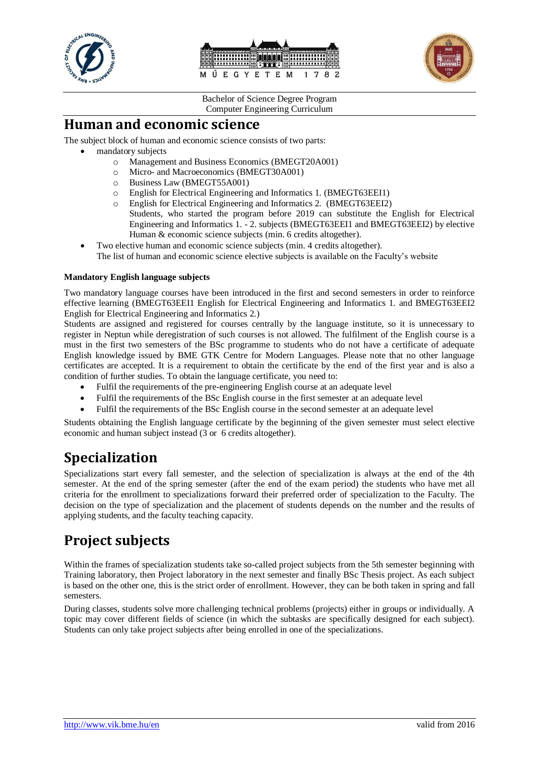# Human and economic science

The subject block of human and economic science consists of two parts:

- mandatory subjects
  - Management and Business Economics (BMEGT20A001)
  - Micro- and Macroeconomics (BMEGT30A001)
  - Business Law (BMEGT55A001)
  - English for Electrical Engineering and Informatics 1. (BMEGT63EEI1)
  - English for Electrical Engineering and Informatics 2. (BMEGT63EEI2)

    Students, who started the program before 2019 can substitute the English for Electrical Engineering and Informatics 1. - 2. subjects (BMEGT63EEI1 and BMEGT63EEI2) by elective Human & economic science subjects (min. 6 credits altogether).
- Two elective human and economic science subjects (min. 4 credits altogether).

  The list of human and economic science elective subjects is available on the Faculty's website

**Mandatory English language subjects**

Two mandatory language courses have been introduced in the first and second semesters in order to reinforce effective learning (BMEGT63EEI1 English for Electrical Engineering and Informatics 1. and BMEGT63EEI2 English for Electrical Engineering and Informatics 2.)

Students are assigned and registered for courses centrally by the language institute, so it is unnecessary to register in Neptun while deregistration of such courses is not allowed. The fulfilment of the English course is a must in the first two semesters of the BSc programme to students who do not have a certificate of adequate English knowledge issued by BME GTK Centre for Modern Languages. Please note that no other language certificates are accepted. It is a requirement to obtain the certificate by the end of the first year and is also a condition of further studies. To obtain the language certificate, you need to:

- Fulfil the requirements of the pre-engineering English course at an adequate level
- Fulfil the requirements of the BSc English course in the first semester at an adequate level
- Fulfil the requirements of the BSc English course in the second semester at an adequate level

Students obtaining the English language certificate by the beginning of the given semester must select elective economic and human subject instead (3 or 6 credits altogether).

# Specialization

Specializations start every fall semester, and the selection of specialization is always at the end of the 4th semester. At the end of the spring semester (after the end of the exam period) the students who have met all criteria for the enrollment to specializations forward their preferred order of specialization to the Faculty. The decision on the type of specialization and the placement of students depends on the number and the results of applying students, and the faculty teaching capacity.

# Project subjects

Within the frames of specialization students take so-called project subjects from the 5th semester beginning with Training laboratory, then Project laboratory in the next semester and finally BSc Thesis project. As each subject is based on the other one, this is the strict order of enrollment. However, they can be both taken in spring and fall semesters.

During classes, students solve more challenging technical problems (projects) either in groups or individually. A topic may cover different fields of science (in which the subtasks are specifically designed for each subject). Students can only take project subjects after being enrolled in one of the specializations.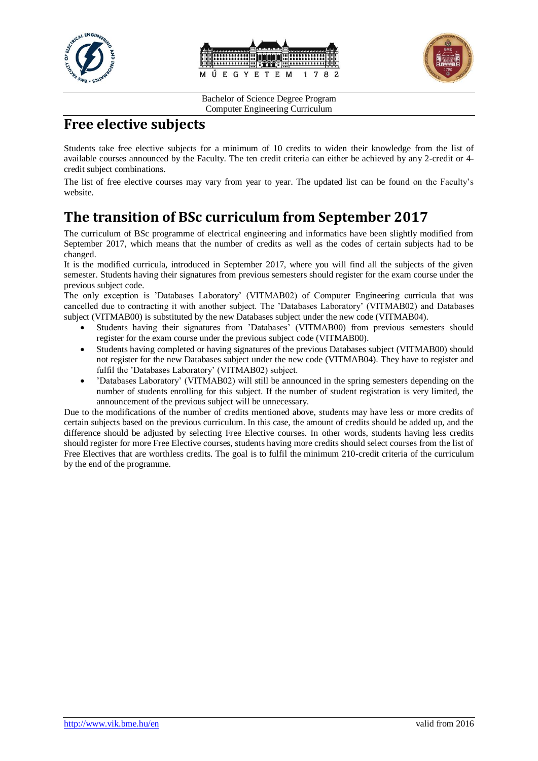# Free elective subjects

Students take free elective subjects for a minimum of 10 credits to widen their knowledge from the list of available courses announced by the Faculty. The ten credit criteria can either be achieved by any 2-credit or 4-credit subject combinations.

The list of free elective courses may vary from year to year. The updated list can be found on the Faculty's website.

# The transition of BSc curriculum from September 2017

The curriculum of BSc programme of electrical engineering and informatics have been slightly modified from September 2017, which means that the number of credits as well as the codes of certain subjects had to be changed.

It is the modified curricula, introduced in September 2017, where you will find all the subjects of the given semester. Students having their signatures from previous semesters should register for the exam course under the previous subject code.

The only exception is 'Databases Laboratory' (VITMAB02) of Computer Engineering curricula that was cancelled due to contracting it with another subject. The 'Databases Laboratory' (VITMAB02) and Databases subject (VITMAB00) is substituted by the new Databases subject under the new code (VITMAB04).

- Students having their signatures from 'Databases' (VITMAB00) from previous semesters should register for the exam course under the previous subject code (VITMAB00).
- Students having completed or having signatures of the previous Databases subject (VITMAB00) should not register for the new Databases subject under the new code (VITMAB04). They have to register and fulfil the 'Databases Laboratory' (VITMAB02) subject.
- 'Databases Laboratory' (VITMAB02) will still be announced in the spring semesters depending on the number of students enrolling for this subject. If the number of student registration is very limited, the announcement of the previous subject will be unnecessary.

Due to the modifications of the number of credits mentioned above, students may have less or more credits of certain subjects based on the previous curriculum. In this case, the amount of credits should be added up, and the difference should be adjusted by selecting Free Elective courses. In other words, students having less credits should register for more Free Elective courses, students having more credits should select courses from the list of Free Electives that are worthless credits. The goal is to fulfil the minimum 210-credit criteria of the curriculum by the end of the programme.